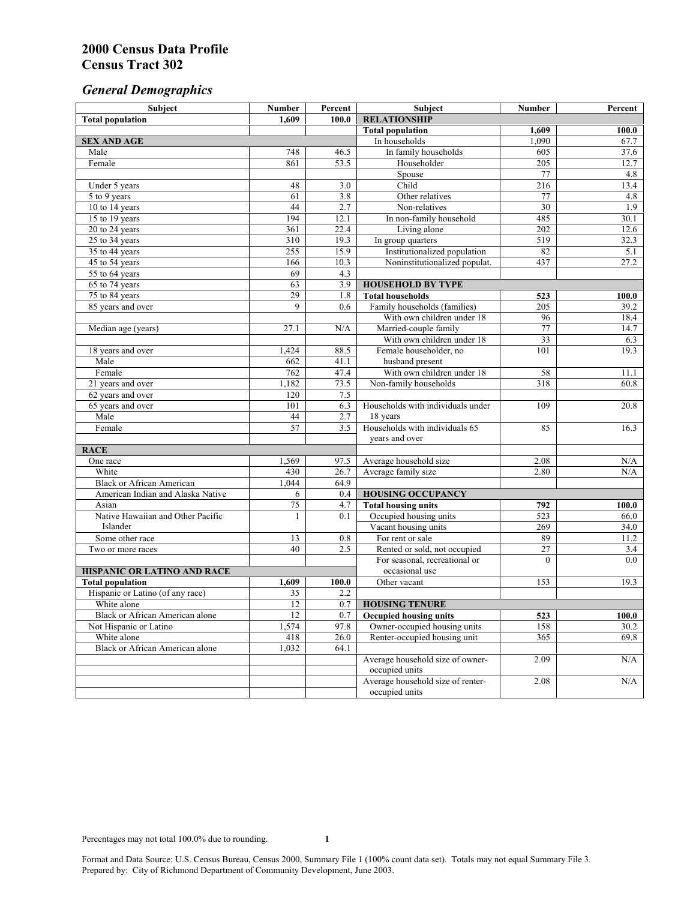# 2000 Census Data Profile
# Census Tract 302

## *General Demographics*

| Subject | Number | Percent | Subject | Number | Percent |
|---|---|---|---|---|---|
| **Total population** | **1,609** | **100.0** | **RELATIONSHIP** | | |
| | | | **Total population** | **1,609** | **100.0** |
| **SEX AND AGE** | | | In households | 1,090 | 67.7 |
| Male | 748 | 46.5 | In family households | 605 | 37.6 |
| Female | 861 | 53.5 | Householder | 205 | 12.7 |
| | | | Spouse | 77 | 4.8 |
| Under 5 years | 48 | 3.0 | Child | 216 | 13.4 |
| 5 to 9 years | 61 | 3.8 | Other relatives | 77 | 4.8 |
| 10 to 14 years | 44 | 2.7 | Non-relatives | 30 | 1.9 |
| 15 to 19 years | 194 | 12.1 | In non-family household | 485 | 30.1 |
| 20 to 24 years | 361 | 22.4 | Living alone | 202 | 12.6 |
| 25 to 34 years | 310 | 19.3 | In group quarters | 519 | 32.3 |
| 35 to 44 years | 255 | 15.9 | Institutionalized population | 82 | 5.1 |
| 45 to 54 years | 166 | 10.3 | Noninstitutionalized populat. | 437 | 27.2 |
| 55 to 64 years | 69 | 4.3 | | | |
| 65 to 74 years | 63 | 3.9 | **HOUSEHOLD BY TYPE** | | |
| 75 to 84 years | 29 | 1.8 | **Total households** | **523** | **100.0** |
| 85 years and over | 9 | 0.6 | Family households (families) | 205 | 39.2 |
| | | | With own children under 18 | 96 | 18.4 |
| Median age (years) | 27.1 | N/A | Married-couple family | 77 | 14.7 |
| | | | With own children under 18 | 33 | 6.3 |
| 18 years and over | 1,424 | 88.5 | Female householder, no husband present | 101 | 19.3 |
| Male | 662 | 41.1 | | | |
| Female | 762 | 47.4 | With own children under 18 | 58 | 11.1 |
| 21 years and over | 1,182 | 73.5 | Non-family households | 318 | 60.8 |
| 62 years and over | 120 | 7.5 | | | |
| 65 years and over | 101 | 6.3 | Households with individuals under 18 years | 109 | 20.8 |
| Male | 44 | 2.7 | | | |
| Female | 57 | 3.5 | Households with individuals 65 years and over | 85 | 16.3 |
| **RACE** | | | | | |
| One race | 1,569 | 97.5 | Average household size | 2.08 | N/A |
| White | 430 | 26.7 | Average family size | 2.80 | N/A |
| Black or African American | 1,044 | 64.9 | | | |
| American Indian and Alaska Native | 6 | 0.4 | **HOUSING OCCUPANCY** | | |
| Asian | 75 | 4.7 | **Total housing units** | **792** | **100.0** |
| Native Hawaiian and Other Pacific Islander | 1 | 0.1 | Occupied housing units | 523 | 66.0 |
| | | | Vacant housing units | 269 | 34.0 |
| Some other race | 13 | 0.8 | For rent or sale | 89 | 11.2 |
| Two or more races | 40 | 2.5 | Rented or sold, not occupied | 27 | 3.4 |
| | | | For seasonal, recreational or occasional use | 0 | 0.0 |
| **HISPANIC OR LATINO AND RACE** | | | | | |
| **Total population** | **1,609** | **100.0** | Other vacant | 153 | 19.3 |
| Hispanic or Latino (of any race) | 35 | 2.2 | | | |
| White alone | 12 | 0.7 | **HOUSING TENURE** | | |
| Black or African American alone | 12 | 0.7 | **Occupied housing units** | **523** | **100.0** |
| Not Hispanic or Latino | 1,574 | 97.8 | Owner-occupied housing units | 158 | 30.2 |
| White alone | 418 | 26.0 | Renter-occupied housing unit | 365 | 69.8 |
| Black or African American alone | 1,032 | 64.1 | | | |
| | | | Average household size of owner-occupied units | 2.09 | N/A |
| | | | Average household size of renter-occupied units | 2.08 | N/A |

Percentages may not total 100.0% due to rounding.

Format and Data Source: U.S. Census Bureau, Census 2000, Summary File 1 (100% count data set). Totals may not equal Summary File 3.
Prepared by: City of Richmond Department of Community Development, June 2003.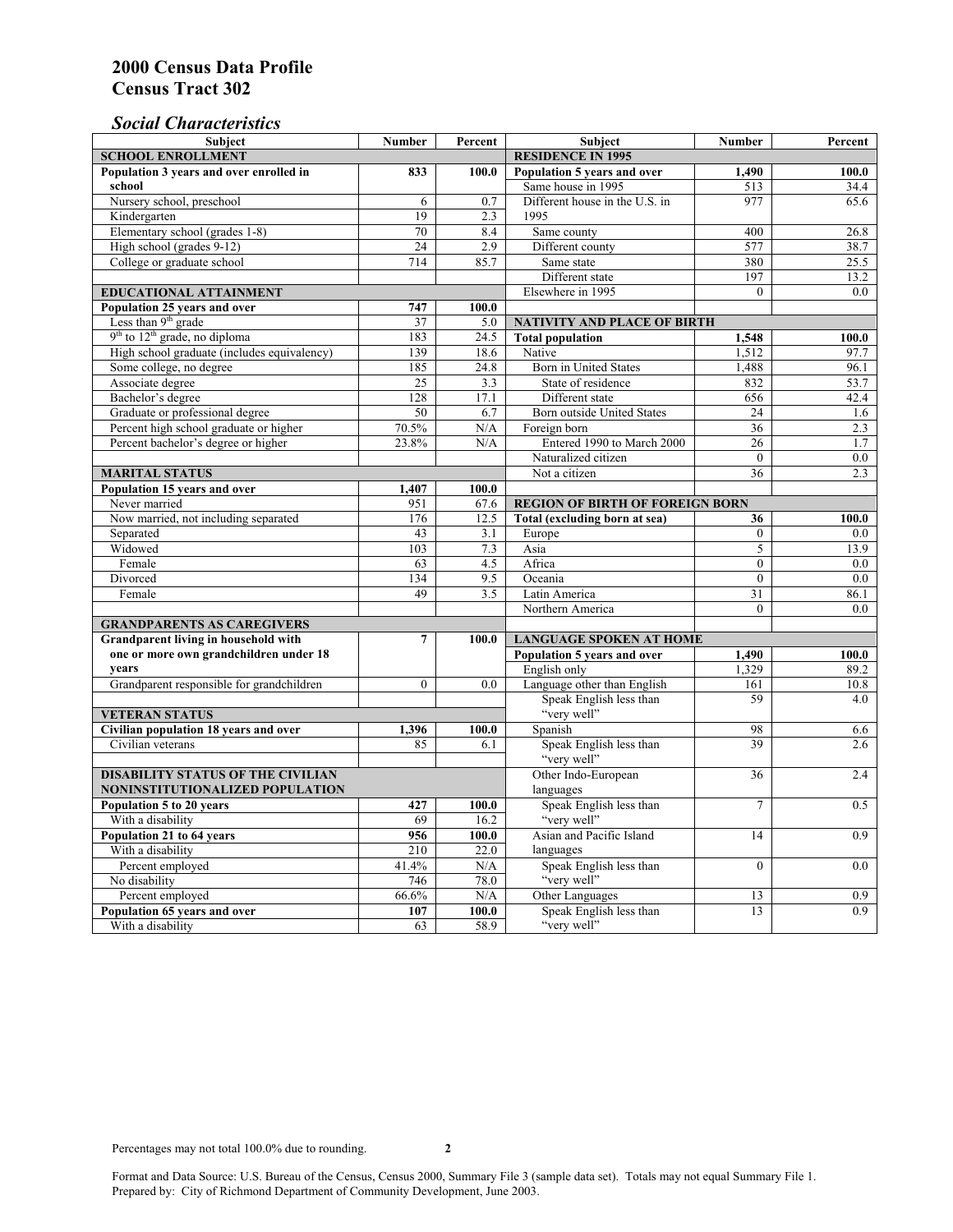# 2000 Census Data Profile
# Census Tract 302

## *Social Characteristics*

| Subject | Number | Percent |
|---|---|---|
| **SCHOOL ENROLLMENT** | | |
| **Population 3 years and over enrolled in school** | **833** | **100.0** |
| Nursery school, preschool | 6 | 0.7 |
| Kindergarten | 19 | 2.3 |
| Elementary school (grades 1-8) | 70 | 8.4 |
| High school (grades 9-12) | 24 | 2.9 |
| College or graduate school | 714 | 85.7 |
| **EDUCATIONAL ATTAINMENT** | | |
| **Population 25 years and over** | **747** | **100.0** |
| Less than 9th grade | 37 | 5.0 |
| 9th to 12th grade, no diploma | 183 | 24.5 |
| High school graduate (includes equivalency) | 139 | 18.6 |
| Some college, no degree | 185 | 24.8 |
| Associate degree | 25 | 3.3 |
| Bachelor's degree | 128 | 17.1 |
| Graduate or professional degree | 50 | 6.7 |
| Percent high school graduate or higher | 70.5% | N/A |
| Percent bachelor's degree or higher | 23.8% | N/A |
| **MARITAL STATUS** | | |
| **Population 15 years and over** | **1,407** | **100.0** |
| Never married | 951 | 67.6 |
| Now married, not including separated | 176 | 12.5 |
| Separated | 43 | 3.1 |
| Widowed | 103 | 7.3 |
| Female | 63 | 4.5 |
| Divorced | 134 | 9.5 |
| Female | 49 | 3.5 |
| **GRANDPARENTS AS CAREGIVERS** | | |
| **Grandparent living in household with one or more own grandchildren under 18 years** | **7** | **100.0** |
| Grandparent responsible for grandchildren | 0 | 0.0 |
| **VETERAN STATUS** | | |
| **Civilian population 18 years and over** | **1,396** | **100.0** |
| Civilian veterans | 85 | 6.1 |
| **DISABILITY STATUS OF THE CIVILIAN NONINSTITUTIONALIZED POPULATION** | | |
| **Population 5 to 20 years** | **427** | **100.0** |
| With a disability | 69 | 16.2 |
| **Population 21 to 64 years** | **956** | **100.0** |
| With a disability | 210 | 22.0 |
| Percent employed | 41.4% | N/A |
| No disability | 746 | 78.0 |
| Percent employed | 66.6% | N/A |
| **Population 65 years and over** | **107** | **100.0** |
| With a disability | 63 | 58.9 |

| Subject | Number | Percent |
|---|---|---|
| **RESIDENCE IN 1995** | | |
| **Population 5 years and over** | **1,490** | **100.0** |
| Same house in 1995 | 513 | 34.4 |
| Different house in the U.S. in 1995 | 977 | 65.6 |
| Same county | 400 | 26.8 |
| Different county | 577 | 38.7 |
| Same state | 380 | 25.5 |
| Different state | 197 | 13.2 |
| Elsewhere in 1995 | 0 | 0.0 |
| **NATIVITY AND PLACE OF BIRTH** | | |
| **Total population** | **1,548** | **100.0** |
| Native | 1,512 | 97.7 |
| Born in United States | 1,488 | 96.1 |
| State of residence | 832 | 53.7 |
| Different state | 656 | 42.4 |
| Born outside United States | 24 | 1.6 |
| Foreign born | 36 | 2.3 |
| Entered 1990 to March 2000 | 26 | 1.7 |
| Naturalized citizen | 0 | 0.0 |
| Not a citizen | 36 | 2.3 |
| **REGION OF BIRTH OF FOREIGN BORN** | | |
| **Total (excluding born at sea)** | **36** | **100.0** |
| Europe | 0 | 0.0 |
| Asia | 5 | 13.9 |
| Africa | 0 | 0.0 |
| Oceania | 0 | 0.0 |
| Latin America | 31 | 86.1 |
| Northern America | 0 | 0.0 |
| **LANGUAGE SPOKEN AT HOME** | | |
| **Population 5 years and over** | **1,490** | **100.0** |
| English only | 1,329 | 89.2 |
| Language other than English | 161 | 10.8 |
| Speak English less than "very well" | 59 | 4.0 |
| Spanish | 98 | 6.6 |
| Speak English less than "very well" | 39 | 2.6 |
| Other Indo-European languages | 36 | 2.4 |
| Speak English less than "very well" | 7 | 0.5 |
| Asian and Pacific Island languages | 14 | 0.9 |
| Speak English less than "very well" | 0 | 0.0 |
| Other Languages | 13 | 0.9 |
| Speak English less than "very well" | 13 | 0.9 |

Percentages may not total 100.0% due to rounding.

Format and Data Source: U.S. Bureau of the Census, Census 2000, Summary File 3 (sample data set). Totals may not equal Summary File 1.
Prepared by: City of Richmond Department of Community Development, June 2003.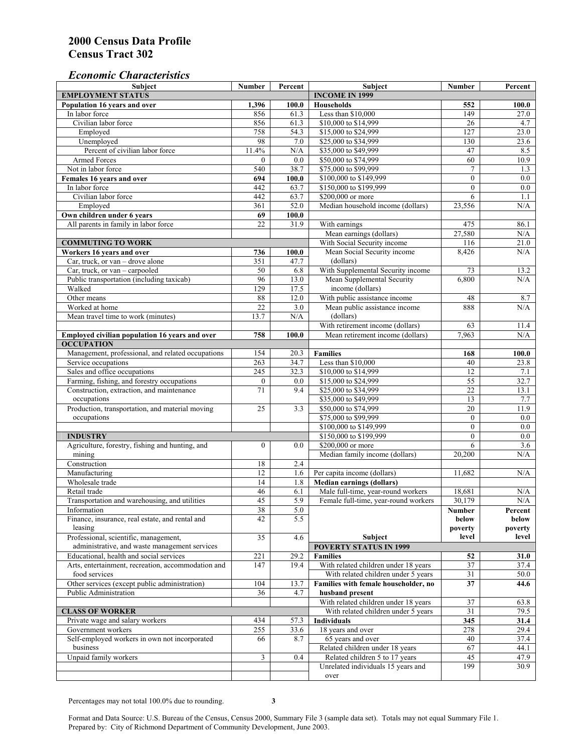# 2000 Census Data Profile
# Census Tract 302

## *Economic Characteristics*

| Subject | Number | Percent | Subject | Number | Percent |
|---|---|---|---|---|---|
| **EMPLOYMENT STATUS** | | | **INCOME IN 1999** | | |
| **Population 16 years and over** | **1,396** | **100.0** | **Households** | **552** | **100.0** |
| In labor force | 856 | 61.3 | Less than $10,000 | 149 | 27.0 |
| Civilian labor force | 856 | 61.3 | $10,000 to $14,999 | 26 | 4.7 |
| Employed | 758 | 54.3 | $15,000 to $24,999 | 127 | 23.0 |
| Unemployed | 98 | 7.0 | $25,000 to $34,999 | 130 | 23.6 |
| Percent of civilian labor force | 11.4% | N/A | $35,000 to $49,999 | 47 | 8.5 |
| Armed Forces | 0 | 0.0 | $50,000 to $74,999 | 60 | 10.9 |
| Not in labor force | 540 | 38.7 | $75,000 to $99,999 | 7 | 1.3 |
| **Females 16 years and over** | **694** | **100.0** | $100,000 to $149,999 | 0 | 0.0 |
| In labor force | 442 | 63.7 | $150,000 to $199,999 | 0 | 0.0 |
| Civilian labor force | 442 | 63.7 | $200,000 or more | 6 | 1.1 |
| Employed | 361 | 52.0 | Median household income (dollars) | 23,556 | N/A |
| **Own children under 6 years** | **69** | **100.0** | | | |
| All parents in family in labor force | 22 | 31.9 | With earnings | 475 | 86.1 |
| | | | Mean earnings (dollars) | 27,580 | N/A |
| **COMMUTING TO WORK** | | | With Social Security income | 116 | 21.0 |
| **Workers 16 years and over** | **736** | **100.0** | Mean Social Security income (dollars) | 8,426 | N/A |
| Car, truck, or van – drove alone | 351 | 47.7 | | | |
| Car, truck, or van – carpooled | 50 | 6.8 | With Supplemental Security income | 73 | 13.2 |
| Public transportation (including taxicab) | 96 | 13.0 | Mean Supplemental Security income (dollars) | 6,800 | N/A |
| Walked | 129 | 17.5 | | | |
| Other means | 88 | 12.0 | With public assistance income | 48 | 8.7 |
| Worked at home | 22 | 3.0 | Mean public assistance income (dollars) | 888 | N/A |
| Mean travel time to work (minutes) | 13.7 | N/A | | | |
| | | | With retirement income (dollars) | 63 | 11.4 |
| **Employed civilian population 16 years and over** | **758** | **100.0** | Mean retirement income (dollars) | 7,963 | N/A |
| **OCCUPATION** | | | | | |
| Management, professional, and related occupations | 154 | 20.3 | **Families** | **168** | **100.0** |
| Service occupations | 263 | 34.7 | Less than $10,000 | 40 | 23.8 |
| Sales and office occupations | 245 | 32.3 | $10,000 to $14,999 | 12 | 7.1 |
| Farming, fishing, and forestry occupations | 0 | 0.0 | $15,000 to $24,999 | 55 | 32.7 |
| Construction, extraction, and maintenance occupations | 71 | 9.4 | $25,000 to $34,999 | 22 | 13.1 |
| | | | $35,000 to $49,999 | 13 | 7.7 |
| Production, transportation, and material moving occupations | 25 | 3.3 | $50,000 to $74,999 | 20 | 11.9 |
| | | | $75,000 to $99,999 | 0 | 0.0 |
| | | | $100,000 to $149,999 | 0 | 0.0 |
| **INDUSTRY** | | | $150,000 to $199,999 | 0 | 0.0 |
| Agriculture, forestry, fishing and hunting, and mining | 0 | 0.0 | $200,000 or more | 6 | 3.6 |
| | | | Median family income (dollars) | 20,200 | N/A |
| Construction | 18 | 2.4 | | | |
| Manufacturing | 12 | 1.6 | Per capita income (dollars) | 11,682 | N/A |
| Wholesale trade | 14 | 1.8 | **Median earnings (dollars)** | | |
| Retail trade | 46 | 6.1 | Male full-time, year-round workers | 18,681 | N/A |
| Transportation and warehousing, and utilities | 45 | 5.9 | Female full-time, year-round workers | 30,179 | N/A |
| Information | 38 | 5.0 | **Subject** | **Number below poverty level** | **Percent below poverty level** |
| Finance, insurance, real estate, and rental and leasing | 42 | 5.5 | | | |
| Professional, scientific, management, administrative, and waste management services | 35 | 4.6 | **POVERTY STATUS IN 1999** | | |
| Educational, health and social services | 221 | 29.2 | **Families** | **52** | **31.0** |
| Arts, entertainment, recreation, accommodation and food services | 147 | 19.4 | With related children under 18 years | 37 | 37.4 |
| | | | With related children under 5 years | 31 | 50.0 |
| Other services (except public administration) | 104 | 13.7 | **Families with female householder, no husband present** | **37** | **44.6** |
| Public Administration | 36 | 4.7 | | | |
| | | | With related children under 18 years | 37 | 63.8 |
| **CLASS OF WORKER** | | | With related children under 5 years | 31 | 79.5 |
| Private wage and salary workers | 434 | 57.3 | **Individuals** | **345** | **31.4** |
| Government workers | 255 | 33.6 | 18 years and over | 278 | 29.4 |
| Self-employed workers in own not incorporated business | 66 | 8.7 | 65 years and over | 40 | 37.4 |
| | | | Related children under 18 years | 67 | 44.1 |
| Unpaid family workers | 3 | 0.4 | Related children 5 to 17 years | 45 | 47.9 |
| | | | Unrelated individuals 15 years and over | 199 | 30.9 |

Percentages may not total 100.0% due to rounding.

Format and Data Source: U.S. Bureau of the Census, Census 2000, Summary File 3 (sample data set). Totals may not equal Summary File 1.
Prepared by: City of Richmond Department of Community Development, June 2003.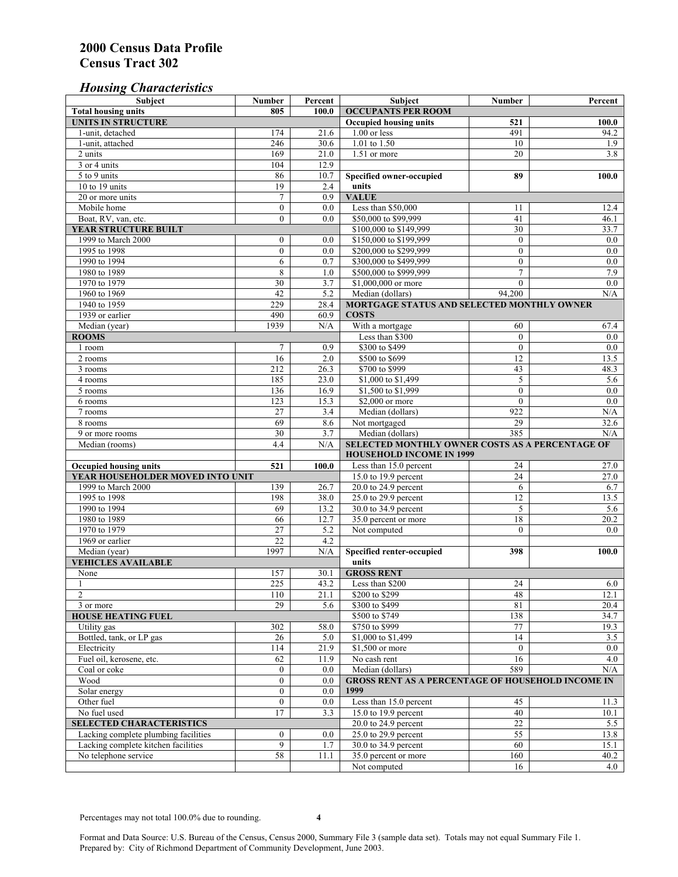# 2000 Census Data Profile
# Census Tract 302

## *Housing Characteristics*

| Subject | Number | Percent | Subject | Number | Percent |
|---|---|---|---|---|---|
| **Total housing units** | **805** | **100.0** | **OCCUPANTS PER ROOM** | | |
| **UNITS IN STRUCTURE** | | | **Occupied housing units** | **521** | **100.0** |
| 1-unit, detached | 174 | 21.6 | 1.00 or less | 491 | 94.2 |
| 1-unit, attached | 246 | 30.6 | 1.01 to 1.50 | 10 | 1.9 |
| 2 units | 169 | 21.0 | 1.51 or more | 20 | 3.8 |
| 3 or 4 units | 104 | 12.9 | | | |
| 5 to 9 units | 86 | 10.7 | **Specified owner-occupied units** | **89** | **100.0** |
| 10 to 19 units | 19 | 2.4 | | | |
| 20 or more units | 7 | 0.9 | **VALUE** | | |
| Mobile home | 0 | 0.0 | Less than $50,000 | 11 | 12.4 |
| Boat, RV, van, etc. | 0 | 0.0 | $50,000 to $99,999 | 41 | 46.1 |
| **YEAR STRUCTURE BUILT** | | | $100,000 to $149,999 | 30 | 33.7 |
| 1999 to March 2000 | 0 | 0.0 | $150,000 to $199,999 | 0 | 0.0 |
| 1995 to 1998 | 0 | 0.0 | $200,000 to $299,999 | 0 | 0.0 |
| 1990 to 1994 | 6 | 0.7 | $300,000 to $499,999 | 0 | 0.0 |
| 1980 to 1989 | 8 | 1.0 | $500,000 to $999,999 | 7 | 7.9 |
| 1970 to 1979 | 30 | 3.7 | $1,000,000 or more | 0 | 0.0 |
| 1960 to 1969 | 42 | 5.2 | Median (dollars) | 94,200 | N/A |
| 1940 to 1959 | 229 | 28.4 | **MORTGAGE STATUS AND SELECTED MONTHLY OWNER COSTS** | | |
| 1939 or earlier | 490 | 60.9 | | | |
| Median (year) | 1939 | N/A | With a mortgage | 60 | 67.4 |
| **ROOMS** | | | Less than $300 | 0 | 0.0 |
| 1 room | 7 | 0.9 | $300 to $499 | 0 | 0.0 |
| 2 rooms | 16 | 2.0 | $500 to $699 | 12 | 13.5 |
| 3 rooms | 212 | 26.3 | $700 to $999 | 43 | 48.3 |
| 4 rooms | 185 | 23.0 | $1,000 to $1,499 | 5 | 5.6 |
| 5 rooms | 136 | 16.9 | $1,500 to $1,999 | 0 | 0.0 |
| 6 rooms | 123 | 15.3 | $2,000 or more | 0 | 0.0 |
| 7 rooms | 27 | 3.4 | Median (dollars) | 922 | N/A |
| 8 rooms | 69 | 8.6 | Not mortgaged | 29 | 32.6 |
| 9 or more rooms | 30 | 3.7 | Median (dollars) | 385 | N/A |
| Median (rooms) | 4.4 | N/A | **SELECTED MONTHLY OWNER COSTS AS A PERCENTAGE OF HOUSEHOLD INCOME IN 1999** | | |
| **Occupied housing units** | **521** | **100.0** | Less than 15.0 percent | 24 | 27.0 |
| **YEAR HOUSEHOLDER MOVED INTO UNIT** | | | 15.0 to 19.9 percent | 24 | 27.0 |
| 1999 to March 2000 | 139 | 26.7 | 20.0 to 24.9 percent | 6 | 6.7 |
| 1995 to 1998 | 198 | 38.0 | 25.0 to 29.9 percent | 12 | 13.5 |
| 1990 to 1994 | 69 | 13.2 | 30.0 to 34.9 percent | 5 | 5.6 |
| 1980 to 1989 | 66 | 12.7 | 35.0 percent or more | 18 | 20.2 |
| 1970 to 1979 | 27 | 5.2 | Not computed | 0 | 0.0 |
| 1969 or earlier | 22 | 4.2 | | | |
| Median (year) | 1997 | N/A | **Specified renter-occupied units** | **398** | **100.0** |
| **VEHICLES AVAILABLE** | | | | | |
| None | 157 | 30.1 | **GROSS RENT** | | |
| 1 | 225 | 43.2 | Less than $200 | 24 | 6.0 |
| 2 | 110 | 21.1 | $200 to $299 | 48 | 12.1 |
| 3 or more | 29 | 5.6 | $300 to $499 | 81 | 20.4 |
| **HOUSE HEATING FUEL** | | | $500 to $749 | 138 | 34.7 |
| Utility gas | 302 | 58.0 | $750 to $999 | 77 | 19.3 |
| Bottled, tank, or LP gas | 26 | 5.0 | $1,000 to $1,499 | 14 | 3.5 |
| Electricity | 114 | 21.9 | $1,500 or more | 0 | 0.0 |
| Fuel oil, kerosene, etc. | 62 | 11.9 | No cash rent | 16 | 4.0 |
| Coal or coke | 0 | 0.0 | Median (dollars) | 589 | N/A |
| Wood | 0 | 0.0 | **GROSS RENT AS A PERCENTAGE OF HOUSEHOLD INCOME IN 1999** | | |
| Solar energy | 0 | 0.0 | | | |
| Other fuel | 0 | 0.0 | Less than 15.0 percent | 45 | 11.3 |
| No fuel used | 17 | 3.3 | 15.0 to 19.9 percent | 40 | 10.1 |
| **SELECTED CHARACTERISTICS** | | | 20.0 to 24.9 percent | 22 | 5.5 |
| Lacking complete plumbing facilities | 0 | 0.0 | 25.0 to 29.9 percent | 55 | 13.8 |
| Lacking complete kitchen facilities | 9 | 1.7 | 30.0 to 34.9 percent | 60 | 15.1 |
| No telephone service | 58 | 11.1 | 35.0 percent or more | 160 | 40.2 |
| | | | Not computed | 16 | 4.0 |

Percentages may not total 100.0% due to rounding.

Format and Data Source: U.S. Bureau of the Census, Census 2000, Summary File 3 (sample data set). Totals may not equal Summary File 1.
Prepared by: City of Richmond Department of Community Development, June 2003.